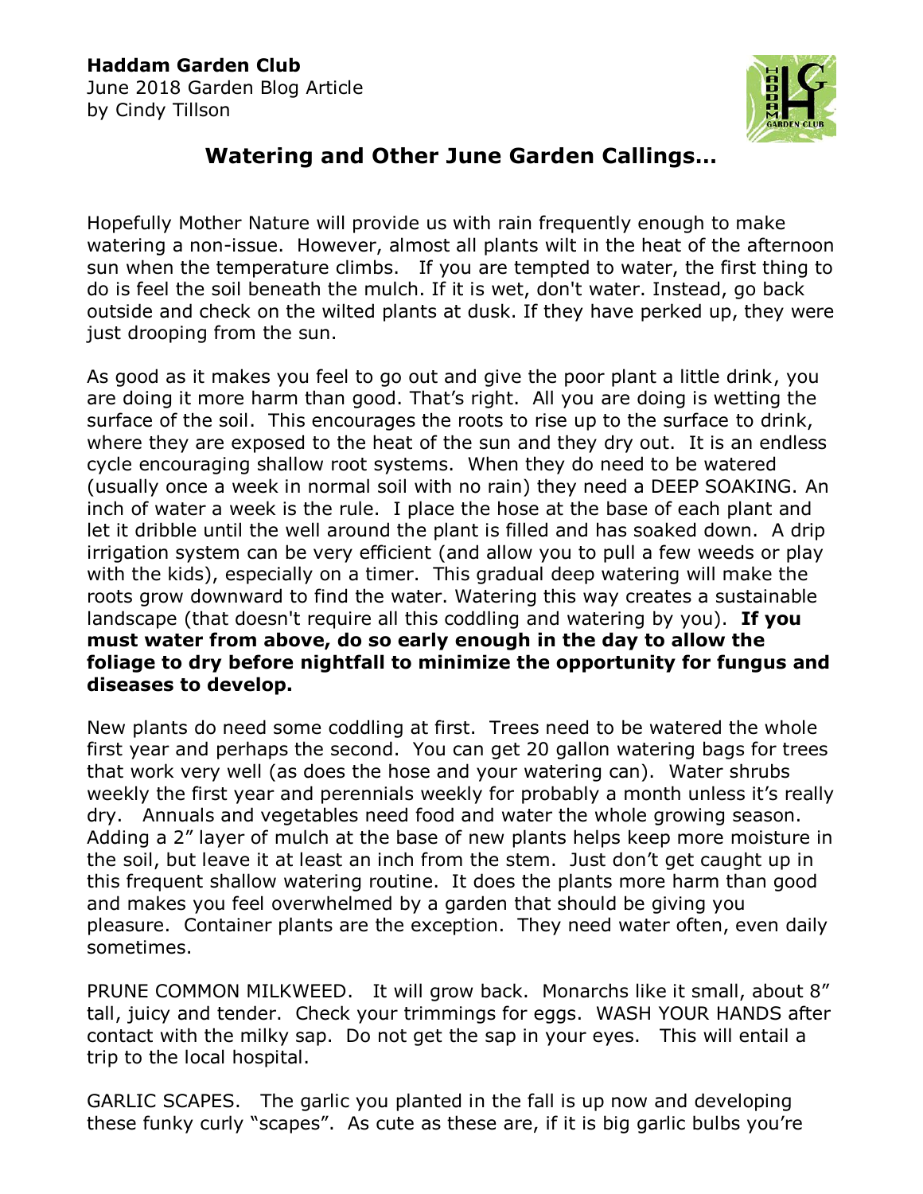**Haddam Garden Club**
June 2018 Garden Blog Article
by Cindy Tillson

## Watering and Other June Garden Callings…

Hopefully Mother Nature will provide us with rain frequently enough to make watering a non-issue. However, almost all plants wilt in the heat of the afternoon sun when the temperature climbs. If you are tempted to water, the first thing to do is feel the soil beneath the mulch. If it is wet, don't water. Instead, go back outside and check on the wilted plants at dusk. If they have perked up, they were just drooping from the sun.

As good as it makes you feel to go out and give the poor plant a little drink, you are doing it more harm than good. That's right. All you are doing is wetting the surface of the soil. This encourages the roots to rise up to the surface to drink, where they are exposed to the heat of the sun and they dry out. It is an endless cycle encouraging shallow root systems. When they do need to be watered (usually once a week in normal soil with no rain) they need a DEEP SOAKING. An inch of water a week is the rule. I place the hose at the base of each plant and let it dribble until the well around the plant is filled and has soaked down. A drip irrigation system can be very efficient (and allow you to pull a few weeds or play with the kids), especially on a timer. This gradual deep watering will make the roots grow downward to find the water. Watering this way creates a sustainable landscape (that doesn't require all this coddling and watering by you). **If you must water from above, do so early enough in the day to allow the foliage to dry before nightfall to minimize the opportunity for fungus and diseases to develop.**

New plants do need some coddling at first. Trees need to be watered the whole first year and perhaps the second. You can get 20 gallon watering bags for trees that work very well (as does the hose and your watering can). Water shrubs weekly the first year and perennials weekly for probably a month unless it's really dry. Annuals and vegetables need food and water the whole growing season. Adding a 2" layer of mulch at the base of new plants helps keep more moisture in the soil, but leave it at least an inch from the stem. Just don't get caught up in this frequent shallow watering routine. It does the plants more harm than good and makes you feel overwhelmed by a garden that should be giving you pleasure. Container plants are the exception. They need water often, even daily sometimes.

PRUNE COMMON MILKWEED. It will grow back. Monarchs like it small, about 8" tall, juicy and tender. Check your trimmings for eggs. WASH YOUR HANDS after contact with the milky sap. Do not get the sap in your eyes. This will entail a trip to the local hospital.

GARLIC SCAPES. The garlic you planted in the fall is up now and developing these funky curly "scapes". As cute as these are, if it is big garlic bulbs you're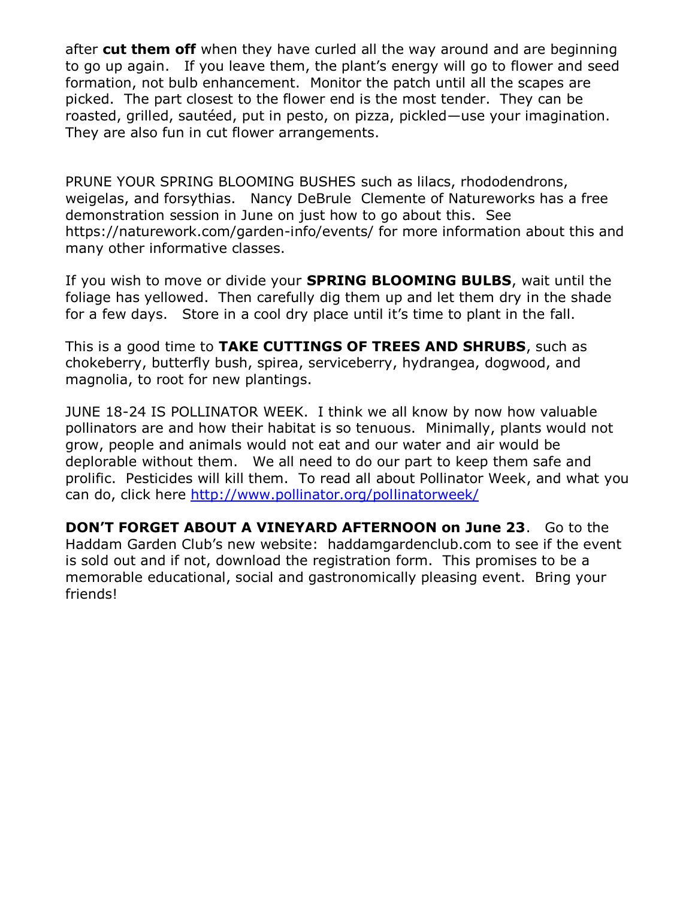after **cut them off** when they have curled all the way around and are beginning to go up again. If you leave them, the plant's energy will go to flower and seed formation, not bulb enhancement. Monitor the patch until all the scapes are picked. The part closest to the flower end is the most tender. They can be roasted, grilled, sautéed, put in pesto, on pizza, pickled—use your imagination. They are also fun in cut flower arrangements.

PRUNE YOUR SPRING BLOOMING BUSHES such as lilacs, rhododendrons, weigelas, and forsythias. Nancy DeBrule Clemente of Natureworks has a free demonstration session in June on just how to go about this. See https://naturework.com/garden-info/events/ for more information about this and many other informative classes.

If you wish to move or divide your **SPRING BLOOMING BULBS**, wait until the foliage has yellowed. Then carefully dig them up and let them dry in the shade for a few days. Store in a cool dry place until it's time to plant in the fall.

This is a good time to **TAKE CUTTINGS OF TREES AND SHRUBS**, such as chokeberry, butterfly bush, spirea, serviceberry, hydrangea, dogwood, and magnolia, to root for new plantings.

JUNE 18-24 IS POLLINATOR WEEK. I think we all know by now how valuable pollinators are and how their habitat is so tenuous. Minimally, plants would not grow, people and animals would not eat and our water and air would be deplorable without them. We all need to do our part to keep them safe and prolific. Pesticides will kill them. To read all about Pollinator Week, and what you can do, click here [http://www.pollinator.org/pollinatorweek/](http://www.pollinator.org/pollinatorweek/)

**DON'T FORGET ABOUT A VINEYARD AFTERNOON on June 23**. Go to the Haddam Garden Club's new website: haddamgardenclub.com to see if the event is sold out and if not, download the registration form. This promises to be a memorable educational, social and gastronomically pleasing event. Bring your friends!